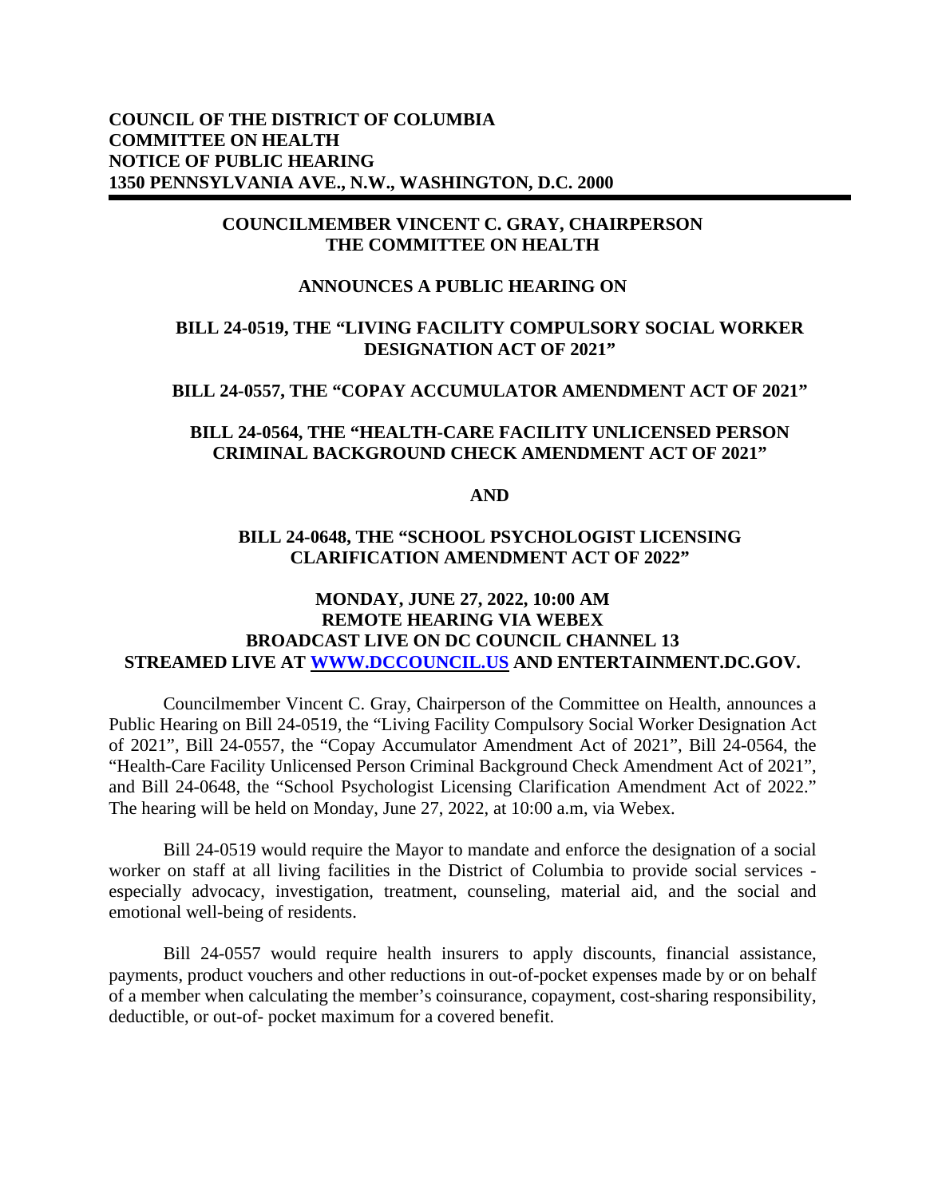**COUNCIL OF THE DISTRICT OF COLUMBIA**
**COMMITTEE ON HEALTH**
**NOTICE OF PUBLIC HEARING**
**1350 PENNSYLVANIA AVE., N.W., WASHINGTON, D.C. 2000**

---

**COUNCILMEMBER VINCENT C. GRAY, CHAIRPERSON**
**THE COMMITTEE ON HEALTH**

**ANNOUNCES A PUBLIC HEARING ON**

**BILL 24-0519, THE "LIVING FACILITY COMPULSORY SOCIAL WORKER DESIGNATION ACT OF 2021"**

**BILL 24-0557, THE "COPAY ACCUMULATOR AMENDMENT ACT OF 2021"**

**BILL 24-0564, THE "HEALTH-CARE FACILITY UNLICENSED PERSON CRIMINAL BACKGROUND CHECK AMENDMENT ACT OF 2021"**

**AND**

**BILL 24-0648, THE "SCHOOL PSYCHOLOGIST LICENSING CLARIFICATION AMENDMENT ACT OF 2022"**

**MONDAY, JUNE 27, 2022, 10:00 AM**
**REMOTE HEARING VIA WEBEX**
**BROADCAST LIVE ON DC COUNCIL CHANNEL 13**
**STREAMED LIVE AT [WWW.DCCOUNCIL.US](http://www.dccouncil.us) AND ENTERTAINMENT.DC.GOV.**

Councilmember Vincent C. Gray, Chairperson of the Committee on Health, announces a Public Hearing on Bill 24-0519, the "Living Facility Compulsory Social Worker Designation Act of 2021", Bill 24-0557, the "Copay Accumulator Amendment Act of 2021", Bill 24-0564, the "Health-Care Facility Unlicensed Person Criminal Background Check Amendment Act of 2021", and Bill 24-0648, the "School Psychologist Licensing Clarification Amendment Act of 2022." The hearing will be held on Monday, June 27, 2022, at 10:00 a.m, via Webex.

Bill 24-0519 would require the Mayor to mandate and enforce the designation of a social worker on staff at all living facilities in the District of Columbia to provide social services - especially advocacy, investigation, treatment, counseling, material aid, and the social and emotional well-being of residents.

Bill 24-0557 would require health insurers to apply discounts, financial assistance, payments, product vouchers and other reductions in out-of-pocket expenses made by or on behalf of a member when calculating the member's coinsurance, copayment, cost-sharing responsibility, deductible, or out-of- pocket maximum for a covered benefit.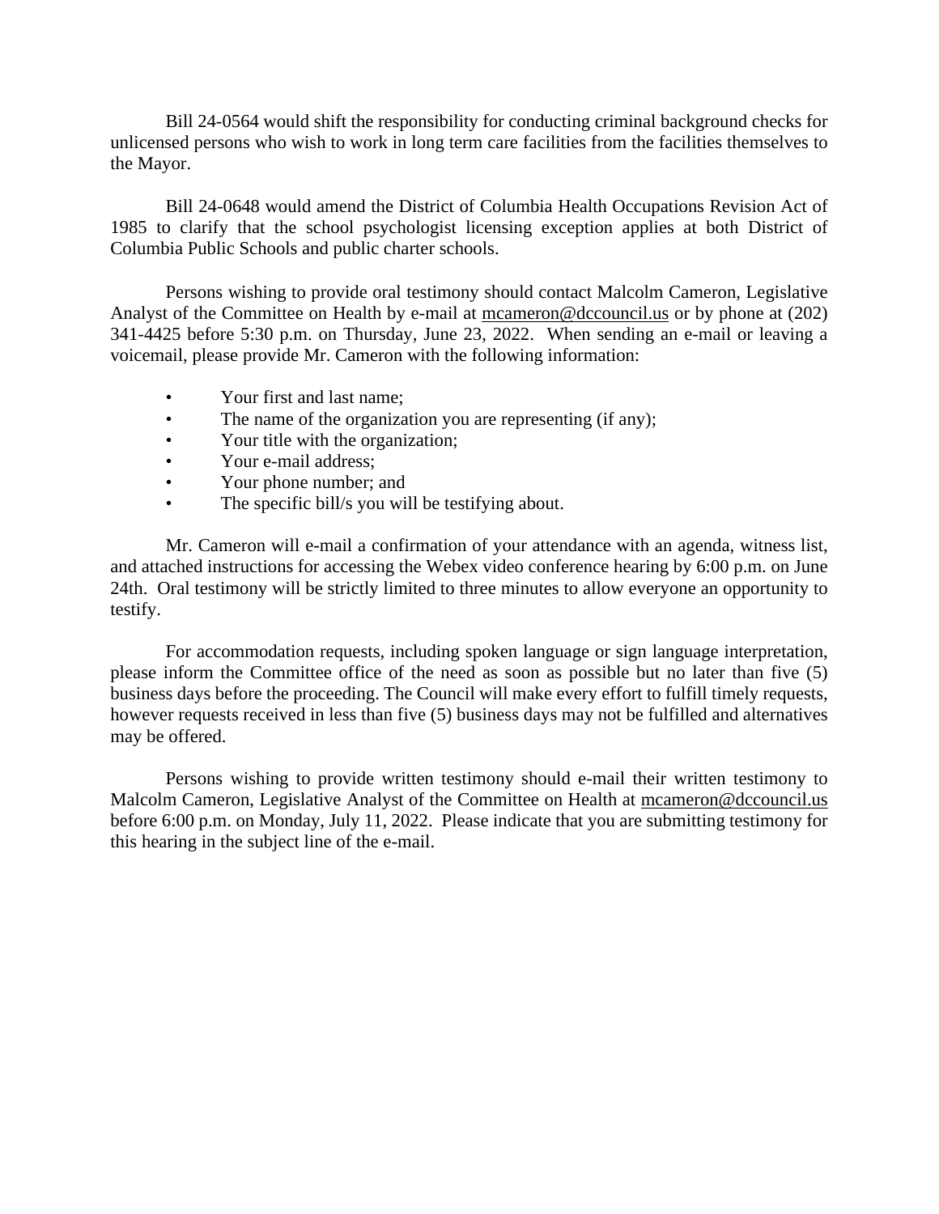Bill 24-0564 would shift the responsibility for conducting criminal background checks for unlicensed persons who wish to work in long term care facilities from the facilities themselves to the Mayor.

Bill 24-0648 would amend the District of Columbia Health Occupations Revision Act of 1985 to clarify that the school psychologist licensing exception applies at both District of Columbia Public Schools and public charter schools.

Persons wishing to provide oral testimony should contact Malcolm Cameron, Legislative Analyst of the Committee on Health by e-mail at mcameron@dccouncil.us or by phone at (202) 341-4425 before 5:30 p.m. on Thursday, June 23, 2022. When sending an e-mail or leaving a voicemail, please provide Mr. Cameron with the following information:

- Your first and last name;
- The name of the organization you are representing (if any);
- Your title with the organization;
- Your e-mail address;
- Your phone number; and
- The specific bill/s you will be testifying about.

Mr. Cameron will e-mail a confirmation of your attendance with an agenda, witness list, and attached instructions for accessing the Webex video conference hearing by 6:00 p.m. on June 24th. Oral testimony will be strictly limited to three minutes to allow everyone an opportunity to testify.

For accommodation requests, including spoken language or sign language interpretation, please inform the Committee office of the need as soon as possible but no later than five (5) business days before the proceeding. The Council will make every effort to fulfill timely requests, however requests received in less than five (5) business days may not be fulfilled and alternatives may be offered.

Persons wishing to provide written testimony should e-mail their written testimony to Malcolm Cameron, Legislative Analyst of the Committee on Health at mcameron@dccouncil.us before 6:00 p.m. on Monday, July 11, 2022. Please indicate that you are submitting testimony for this hearing in the subject line of the e-mail.